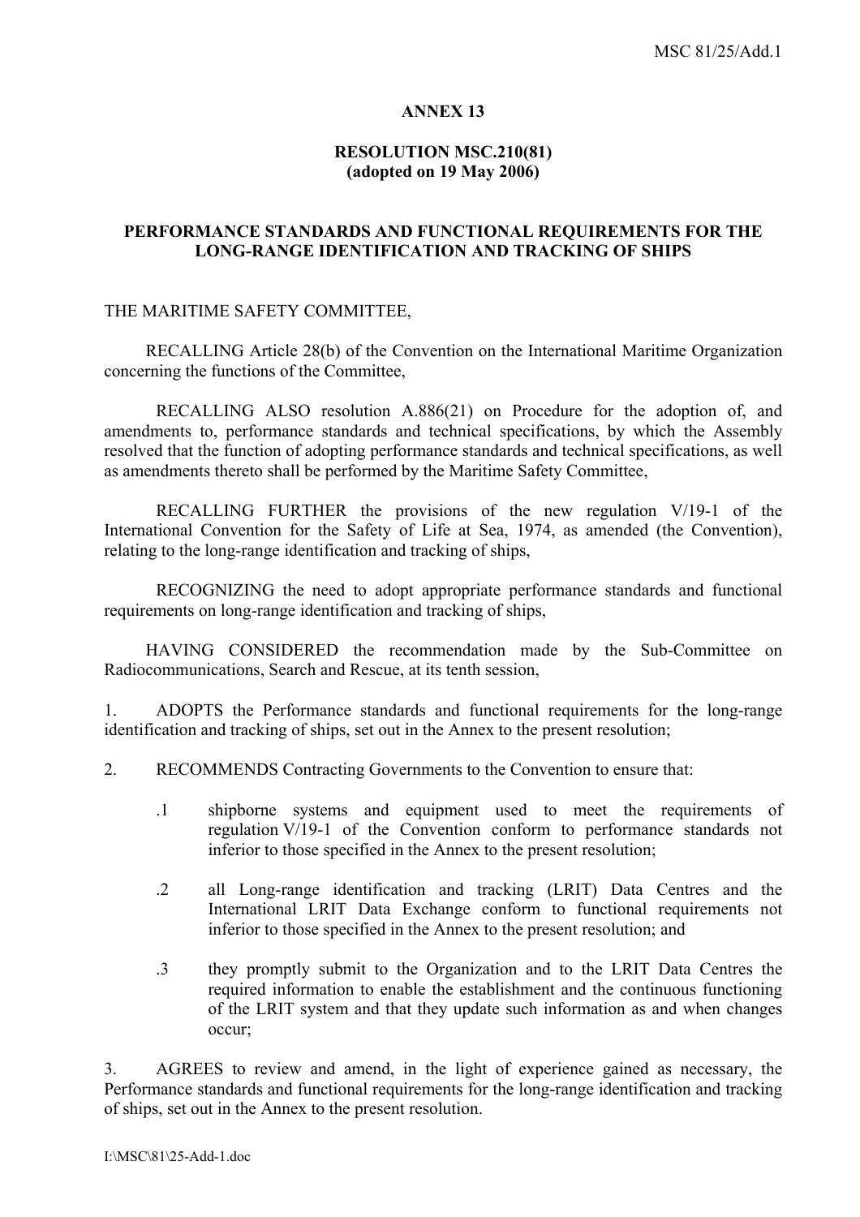**ANNEX 13**

**RESOLUTION MSC.210(81)**
**(adopted on 19 May 2006)**

**PERFORMANCE STANDARDS AND FUNCTIONAL REQUIREMENTS FOR THE LONG-RANGE IDENTIFICATION AND TRACKING OF SHIPS**

THE MARITIME SAFETY COMMITTEE,

RECALLING Article 28(b) of the Convention on the International Maritime Organization concerning the functions of the Committee,

RECALLING ALSO resolution A.886(21) on Procedure for the adoption of, and amendments to, performance standards and technical specifications, by which the Assembly resolved that the function of adopting performance standards and technical specifications, as well as amendments thereto shall be performed by the Maritime Safety Committee,

RECALLING FURTHER the provisions of the new regulation V/19-1 of the International Convention for the Safety of Life at Sea, 1974, as amended (the Convention), relating to the long-range identification and tracking of ships,

RECOGNIZING the need to adopt appropriate performance standards and functional requirements on long-range identification and tracking of ships,

HAVING CONSIDERED the recommendation made by the Sub-Committee on Radiocommunications, Search and Rescue, at its tenth session,

1. ADOPTS the Performance standards and functional requirements for the long-range identification and tracking of ships, set out in the Annex to the present resolution;

2. RECOMMENDS Contracting Governments to the Convention to ensure that:

   .1 shipborne systems and equipment used to meet the requirements of regulation V/19-1 of the Convention conform to performance standards not inferior to those specified in the Annex to the present resolution;

   .2 all Long-range identification and tracking (LRIT) Data Centres and the International LRIT Data Exchange conform to functional requirements not inferior to those specified in the Annex to the present resolution; and

   .3 they promptly submit to the Organization and to the LRIT Data Centres the required information to enable the establishment and the continuous functioning of the LRIT system and that they update such information as and when changes occur;

3. AGREES to review and amend, in the light of experience gained as necessary, the Performance standards and functional requirements for the long-range identification and tracking of ships, set out in the Annex to the present resolution.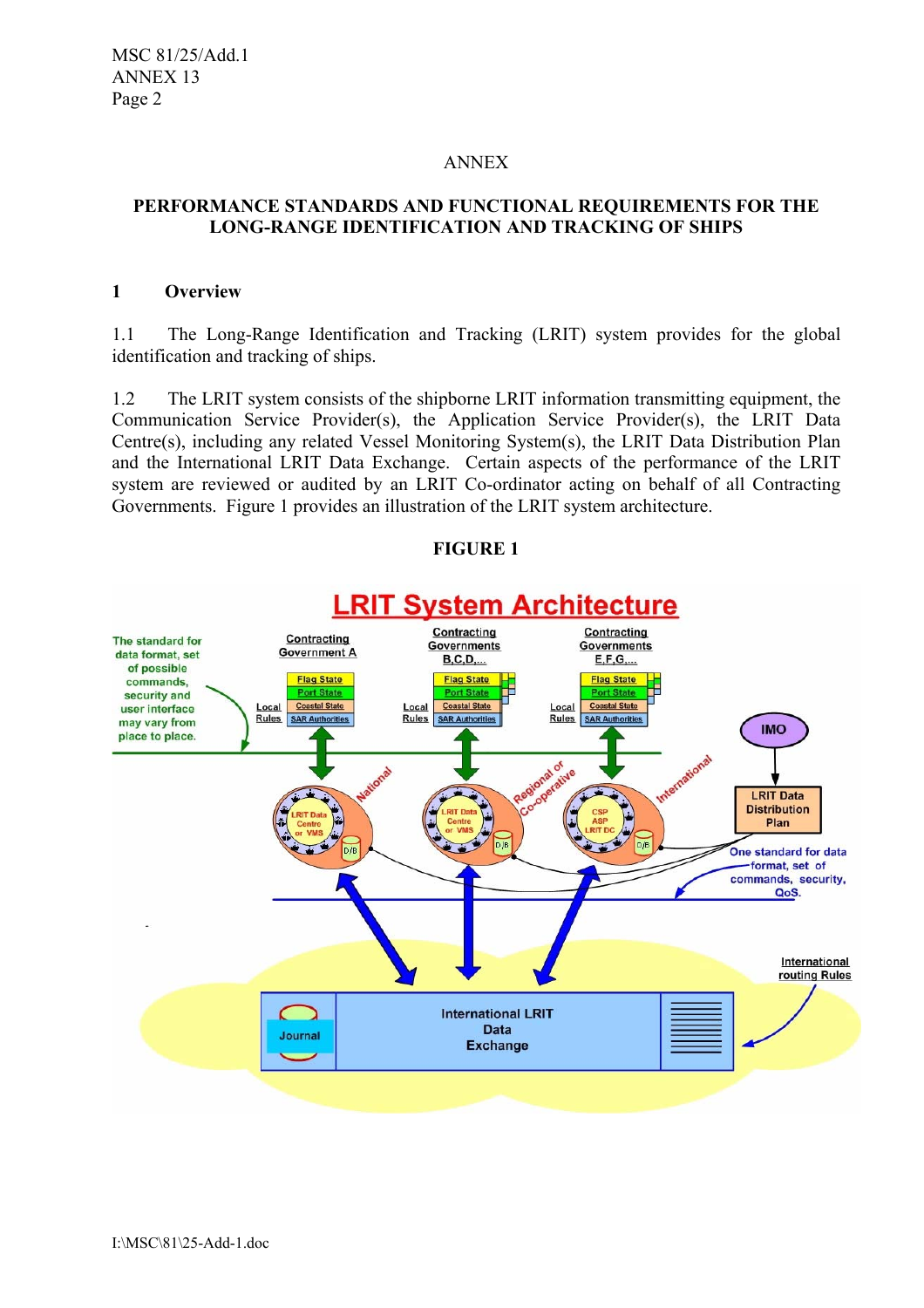ANNEX

**PERFORMANCE STANDARDS AND FUNCTIONAL REQUIREMENTS FOR THE LONG-RANGE IDENTIFICATION AND TRACKING OF SHIPS**

## 1 Overview

1.1 The Long-Range Identification and Tracking (LRIT) system provides for the global identification and tracking of ships.

1.2 The LRIT system consists of the shipborne LRIT information transmitting equipment, the Communication Service Provider(s), the Application Service Provider(s), the LRIT Data Centre(s), including any related Vessel Monitoring System(s), the LRIT Data Distribution Plan and the International LRIT Data Exchange. Certain aspects of the performance of the LRIT system are reviewed or audited by an LRIT Co-ordinator acting on behalf of all Contracting Governments. Figure 1 provides an illustration of the LRIT system architecture.

**FIGURE 1**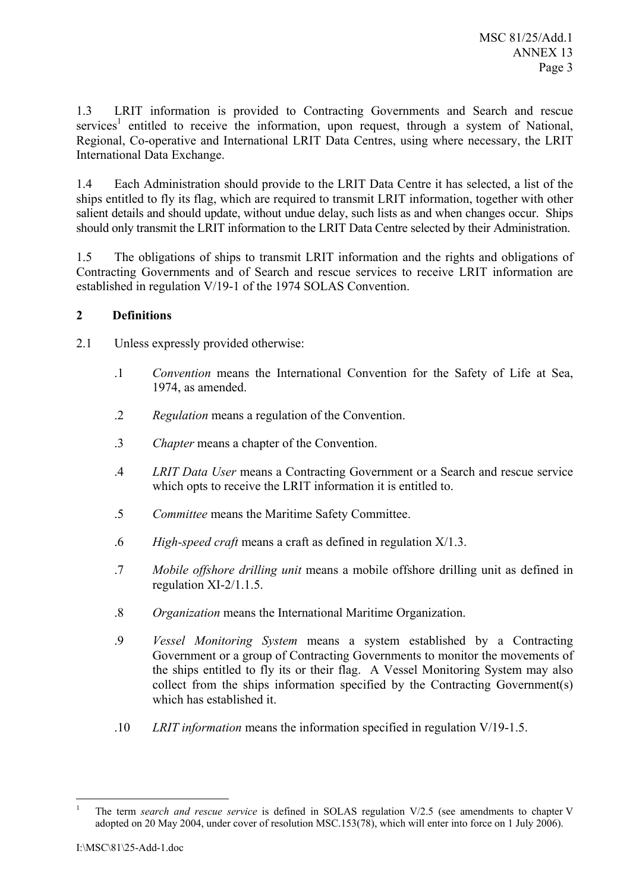1.3 LRIT information is provided to Contracting Governments and Search and rescue services[1] entitled to receive the information, upon request, through a system of National, Regional, Co-operative and International LRIT Data Centres, using where necessary, the LRIT International Data Exchange.

1.4 Each Administration should provide to the LRIT Data Centre it has selected, a list of the ships entitled to fly its flag, which are required to transmit LRIT information, together with other salient details and should update, without undue delay, such lists as and when changes occur. Ships should only transmit the LRIT information to the LRIT Data Centre selected by their Administration.

1.5 The obligations of ships to transmit LRIT information and the rights and obligations of Contracting Governments and of Search and rescue services to receive LRIT information are established in regulation V/19-1 of the 1974 SOLAS Convention.

## 2 Definitions

2.1 Unless expressly provided otherwise:

.1 *Convention* means the International Convention for the Safety of Life at Sea, 1974, as amended.

.2 *Regulation* means a regulation of the Convention.

.3 *Chapter* means a chapter of the Convention.

.4 *LRIT Data User* means a Contracting Government or a Search and rescue service which opts to receive the LRIT information it is entitled to.

.5 *Committee* means the Maritime Safety Committee.

.6 *High-speed craft* means a craft as defined in regulation X/1.3.

.7 *Mobile offshore drilling unit* means a mobile offshore drilling unit as defined in regulation XI-2/1.1.5.

.8 *Organization* means the International Maritime Organization.

.9 *Vessel Monitoring System* means a system established by a Contracting Government or a group of Contracting Governments to monitor the movements of the ships entitled to fly its or their flag. A Vessel Monitoring System may also collect from the ships information specified by the Contracting Government(s) which has established it.

.10 *LRIT information* means the information specified in regulation V/19-1.5.

---

[1] The term *search and rescue service* is defined in SOLAS regulation V/2.5 (see amendments to chapter V adopted on 20 May 2004, under cover of resolution MSC.153(78), which will enter into force on 1 July 2006).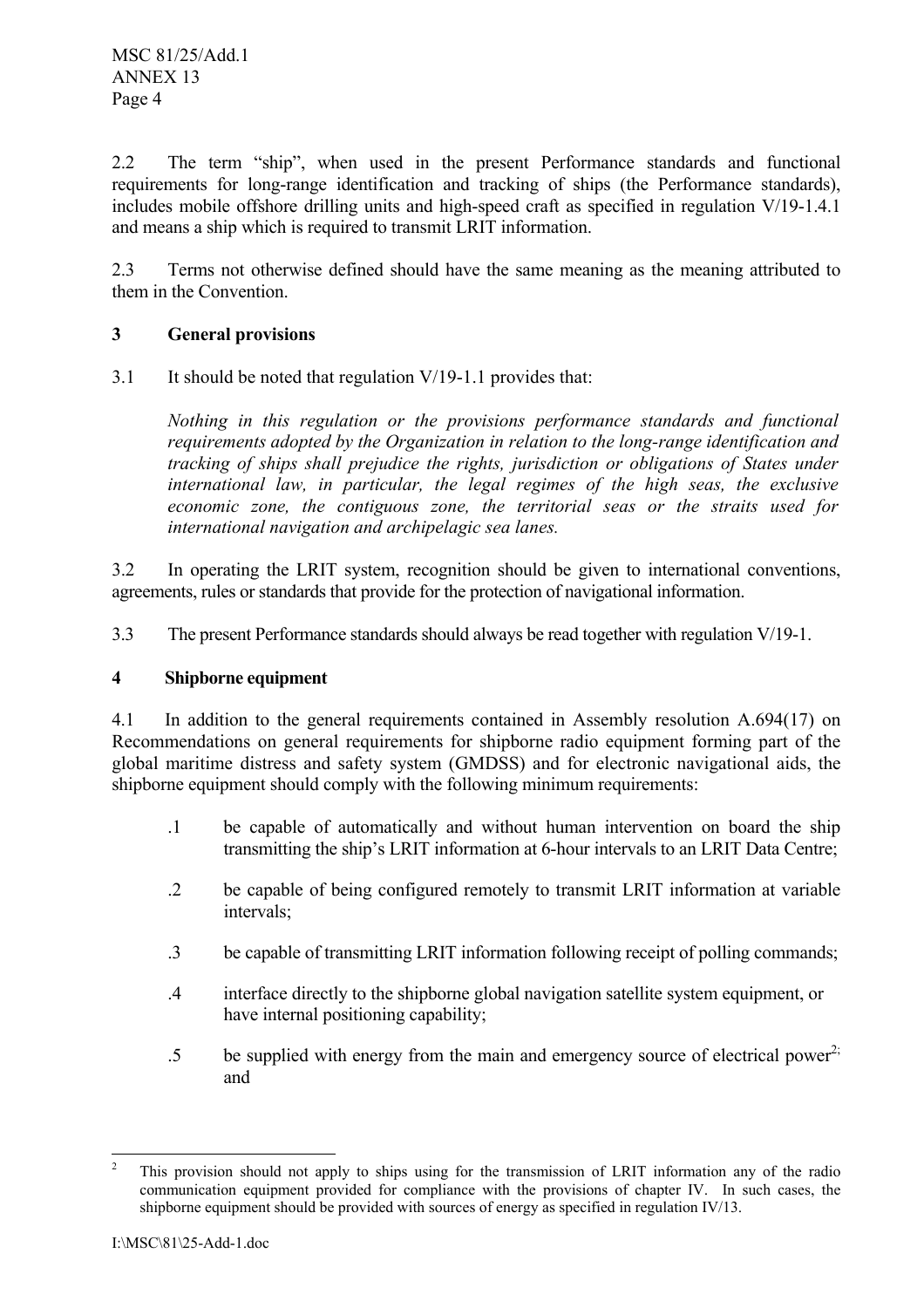2.2 The term "ship", when used in the present Performance standards and functional requirements for long-range identification and tracking of ships (the Performance standards), includes mobile offshore drilling units and high-speed craft as specified in regulation V/19-1.4.1 and means a ship which is required to transmit LRIT information.

2.3 Terms not otherwise defined should have the same meaning as the meaning attributed to them in the Convention.

## 3 General provisions

3.1 It should be noted that regulation V/19-1.1 provides that:

> *Nothing in this regulation or the provisions performance standards and functional requirements adopted by the Organization in relation to the long-range identification and tracking of ships shall prejudice the rights, jurisdiction or obligations of States under international law, in particular, the legal regimes of the high seas, the exclusive economic zone, the contiguous zone, the territorial seas or the straits used for international navigation and archipelagic sea lanes.*

3.2 In operating the LRIT system, recognition should be given to international conventions, agreements, rules or standards that provide for the protection of navigational information.

3.3 The present Performance standards should always be read together with regulation V/19-1.

## 4 Shipborne equipment

4.1 In addition to the general requirements contained in Assembly resolution A.694(17) on Recommendations on general requirements for shipborne radio equipment forming part of the global maritime distress and safety system (GMDSS) and for electronic navigational aids, the shipborne equipment should comply with the following minimum requirements:

.1 be capable of automatically and without human intervention on board the ship transmitting the ship's LRIT information at 6-hour intervals to an LRIT Data Centre;

.2 be capable of being configured remotely to transmit LRIT information at variable intervals;

.3 be capable of transmitting LRIT information following receipt of polling commands;

.4 interface directly to the shipborne global navigation satellite system equipment, or have internal positioning capability;

.5 be supplied with energy from the main and emergency source of electrical power[2]; and

---

[2] This provision should not apply to ships using for the transmission of LRIT information any of the radio communication equipment provided for compliance with the provisions of chapter IV. In such cases, the shipborne equipment should be provided with sources of energy as specified in regulation IV/13.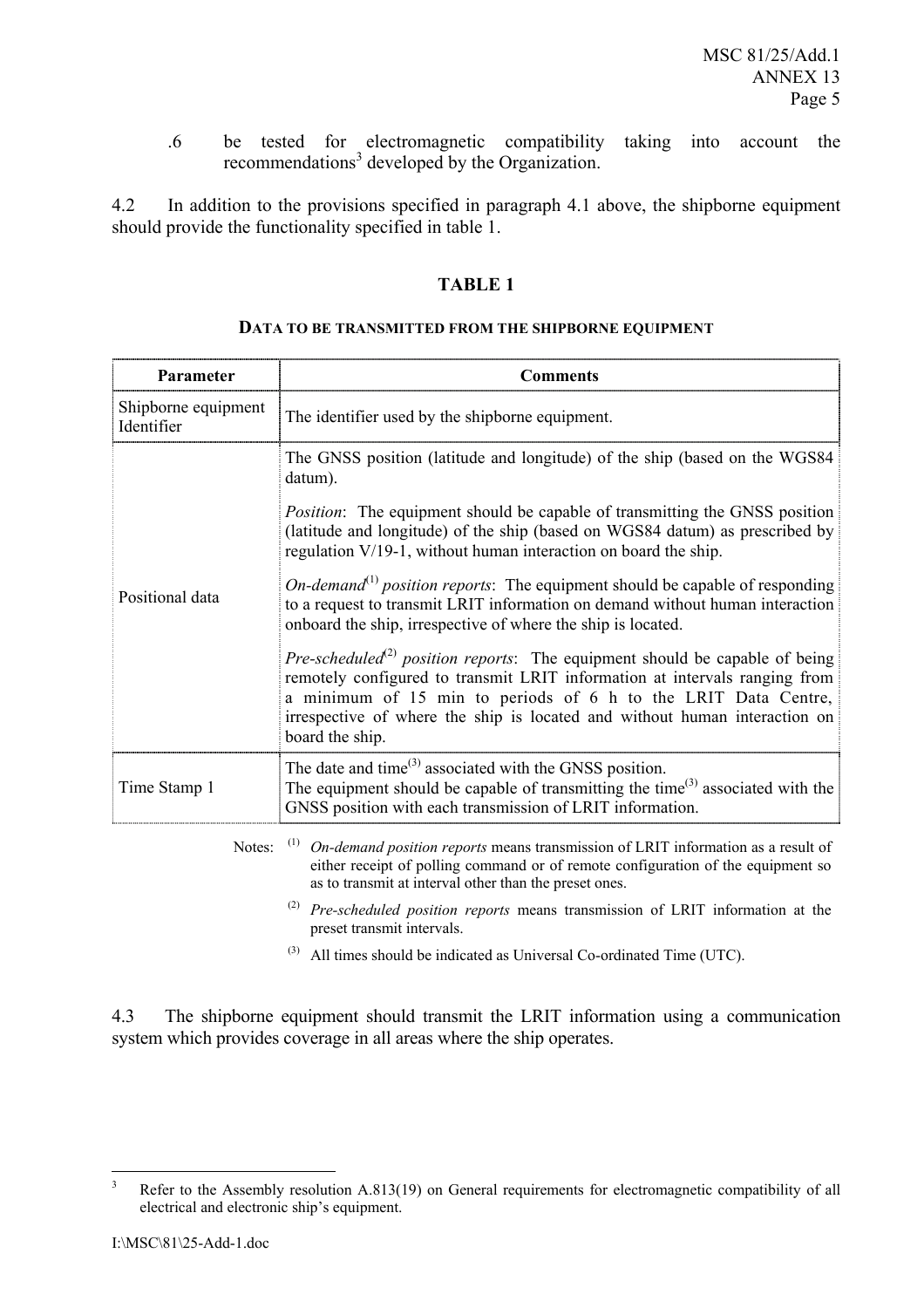.6 be tested for electromagnetic compatibility taking into account the recommendations[3] developed by the Organization.

4.2 In addition to the provisions specified in paragraph 4.1 above, the shipborne equipment should provide the functionality specified in table 1.

**TABLE 1**

**DATA TO BE TRANSMITTED FROM THE SHIPBORNE EQUIPMENT**

| Parameter | Comments |
|---|---|
| Shipborne equipment Identifier | The identifier used by the shipborne equipment. |
| Positional data | The GNSS position (latitude and longitude) of the ship (based on the WGS84 datum).<br><br>*Position*: The equipment should be capable of transmitting the GNSS position (latitude and longitude) of the ship (based on WGS84 datum) as prescribed by regulation V/19-1, without human interaction on board the ship.<br><br>*On-demand*[(1)] *position reports*: The equipment should be capable of responding to a request to transmit LRIT information on demand without human interaction onboard the ship, irrespective of where the ship is located.<br><br>*Pre-scheduled*[(2)] *position reports*: The equipment should be capable of being remotely configured to transmit LRIT information at intervals ranging from a minimum of 15 min to periods of 6 h to the LRIT Data Centre, irrespective of where the ship is located and without human interaction on board the ship. |
| Time Stamp 1 | The date and time[(3)] associated with the GNSS position.<br>The equipment should be capable of transmitting the time[(3)] associated with the GNSS position with each transmission of LRIT information. |

Notes: [(1)] *On-demand position reports* means transmission of LRIT information as a result of either receipt of polling command or of remote configuration of the equipment so as to transmit at interval other than the preset ones.

[(2)] *Pre-scheduled position reports* means transmission of LRIT information at the preset transmit intervals.

[(3)] All times should be indicated as Universal Co-ordinated Time (UTC).

4.3 The shipborne equipment should transmit the LRIT information using a communication system which provides coverage in all areas where the ship operates.

---

[3] Refer to the Assembly resolution A.813(19) on General requirements for electromagnetic compatibility of all electrical and electronic ship's equipment.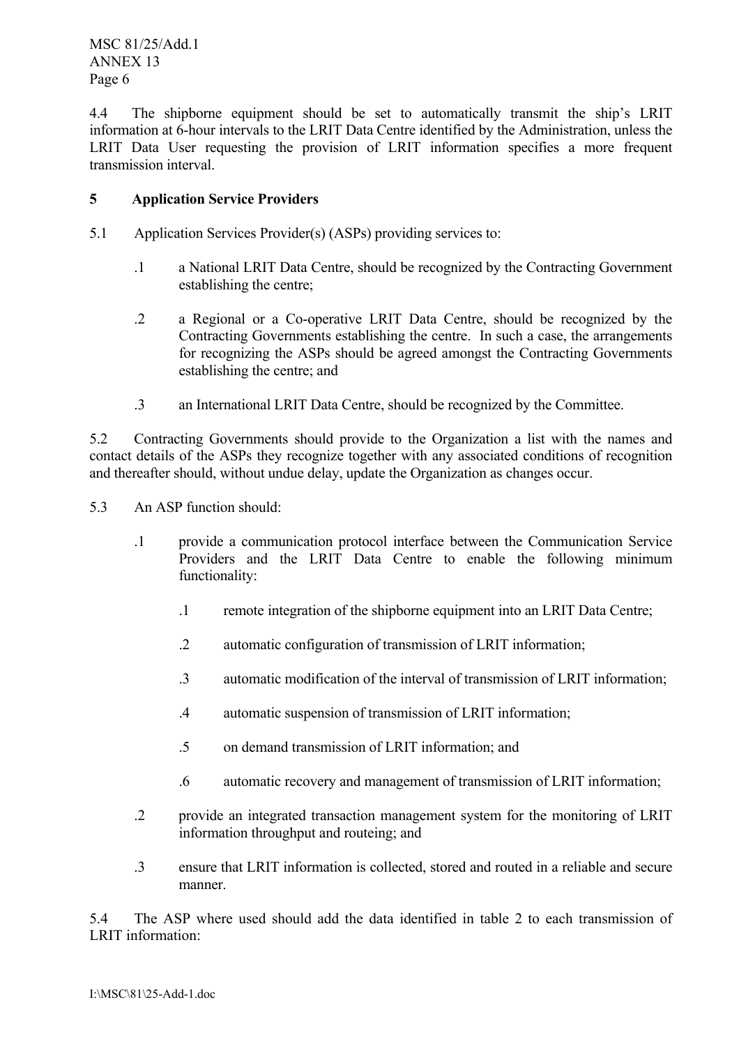4.4 The shipborne equipment should be set to automatically transmit the ship's LRIT information at 6-hour intervals to the LRIT Data Centre identified by the Administration, unless the LRIT Data User requesting the provision of LRIT information specifies a more frequent transmission interval.

## 5 Application Service Providers

5.1 Application Services Provider(s) (ASPs) providing services to:

.1 a National LRIT Data Centre, should be recognized by the Contracting Government establishing the centre;

.2 a Regional or a Co-operative LRIT Data Centre, should be recognized by the Contracting Governments establishing the centre. In such a case, the arrangements for recognizing the ASPs should be agreed amongst the Contracting Governments establishing the centre; and

.3 an International LRIT Data Centre, should be recognized by the Committee.

5.2 Contracting Governments should provide to the Organization a list with the names and contact details of the ASPs they recognize together with any associated conditions of recognition and thereafter should, without undue delay, update the Organization as changes occur.

5.3 An ASP function should:

.1 provide a communication protocol interface between the Communication Service Providers and the LRIT Data Centre to enable the following minimum functionality:

.1 remote integration of the shipborne equipment into an LRIT Data Centre;

.2 automatic configuration of transmission of LRIT information;

.3 automatic modification of the interval of transmission of LRIT information;

.4 automatic suspension of transmission of LRIT information;

.5 on demand transmission of LRIT information; and

.6 automatic recovery and management of transmission of LRIT information;

.2 provide an integrated transaction management system for the monitoring of LRIT information throughput and routeing; and

.3 ensure that LRIT information is collected, stored and routed in a reliable and secure manner.

5.4 The ASP where used should add the data identified in table 2 to each transmission of LRIT information: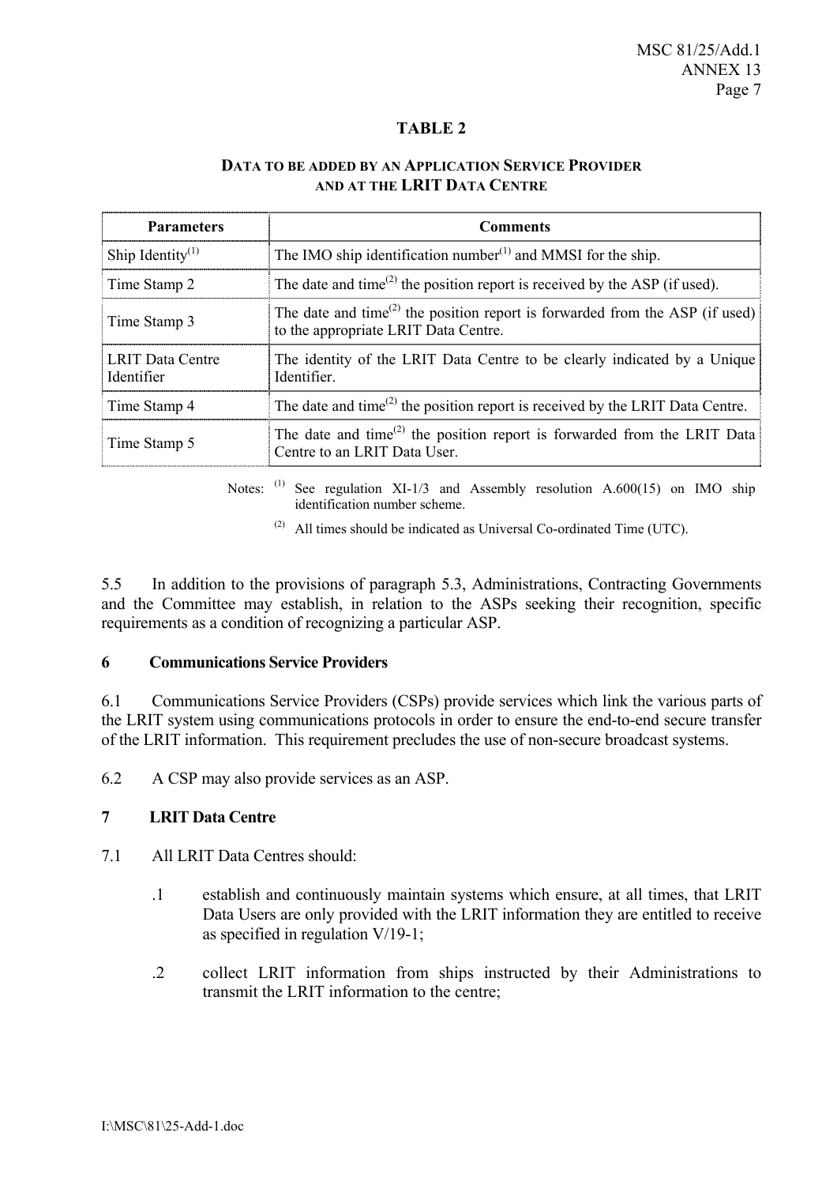**TABLE 2**

**DATA TO BE ADDED BY AN APPLICATION SERVICE PROVIDER AND AT THE LRIT DATA CENTRE**

| Parameters | Comments |
|---|---|
| Ship Identity[(1)] | The IMO ship identification number[(1)] and MMSI for the ship. |
| Time Stamp 2 | The date and time[(2)] the position report is received by the ASP (if used). |
| Time Stamp 3 | The date and time[(2)] the position report is forwarded from the ASP (if used) to the appropriate LRIT Data Centre. |
| LRIT Data Centre Identifier | The identity of the LRIT Data Centre to be clearly indicated by a Unique Identifier. |
| Time Stamp 4 | The date and time[(2)] the position report is received by the LRIT Data Centre. |
| Time Stamp 5 | The date and time[(2)] the position report is forwarded from the LRIT Data Centre to an LRIT Data User. |

Notes: [(1)] See regulation XI-1/3 and Assembly resolution A.600(15) on IMO ship identification number scheme.

[(2)] All times should be indicated as Universal Co-ordinated Time (UTC).

5.5 In addition to the provisions of paragraph 5.3, Administrations, Contracting Governments and the Committee may establish, in relation to the ASPs seeking their recognition, specific requirements as a condition of recognizing a particular ASP.

## 6 Communications Service Providers

6.1 Communications Service Providers (CSPs) provide services which link the various parts of the LRIT system using communications protocols in order to ensure the end-to-end secure transfer of the LRIT information. This requirement precludes the use of non-secure broadcast systems.

6.2 A CSP may also provide services as an ASP.

## 7 LRIT Data Centre

7.1 All LRIT Data Centres should:

.1 establish and continuously maintain systems which ensure, at all times, that LRIT Data Users are only provided with the LRIT information they are entitled to receive as specified in regulation V/19-1;

.2 collect LRIT information from ships instructed by their Administrations to transmit the LRIT information to the centre;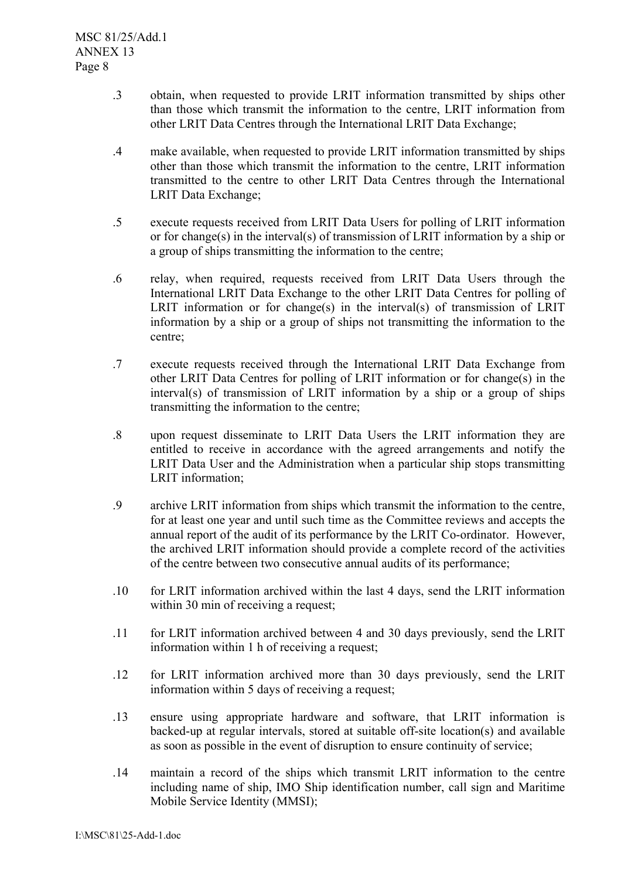.3 obtain, when requested to provide LRIT information transmitted by ships other than those which transmit the information to the centre, LRIT information from other LRIT Data Centres through the International LRIT Data Exchange;

.4 make available, when requested to provide LRIT information transmitted by ships other than those which transmit the information to the centre, LRIT information transmitted to the centre to other LRIT Data Centres through the International LRIT Data Exchange;

.5 execute requests received from LRIT Data Users for polling of LRIT information or for change(s) in the interval(s) of transmission of LRIT information by a ship or a group of ships transmitting the information to the centre;

.6 relay, when required, requests received from LRIT Data Users through the International LRIT Data Exchange to the other LRIT Data Centres for polling of LRIT information or for change(s) in the interval(s) of transmission of LRIT information by a ship or a group of ships not transmitting the information to the centre;

.7 execute requests received through the International LRIT Data Exchange from other LRIT Data Centres for polling of LRIT information or for change(s) in the interval(s) of transmission of LRIT information by a ship or a group of ships transmitting the information to the centre;

.8 upon request disseminate to LRIT Data Users the LRIT information they are entitled to receive in accordance with the agreed arrangements and notify the LRIT Data User and the Administration when a particular ship stops transmitting LRIT information;

.9 archive LRIT information from ships which transmit the information to the centre, for at least one year and until such time as the Committee reviews and accepts the annual report of the audit of its performance by the LRIT Co-ordinator. However, the archived LRIT information should provide a complete record of the activities of the centre between two consecutive annual audits of its performance;

.10 for LRIT information archived within the last 4 days, send the LRIT information within 30 min of receiving a request;

.11 for LRIT information archived between 4 and 30 days previously, send the LRIT information within 1 h of receiving a request;

.12 for LRIT information archived more than 30 days previously, send the LRIT information within 5 days of receiving a request;

.13 ensure using appropriate hardware and software, that LRIT information is backed-up at regular intervals, stored at suitable off-site location(s) and available as soon as possible in the event of disruption to ensure continuity of service;

.14 maintain a record of the ships which transmit LRIT information to the centre including name of ship, IMO Ship identification number, call sign and Maritime Mobile Service Identity (MMSI);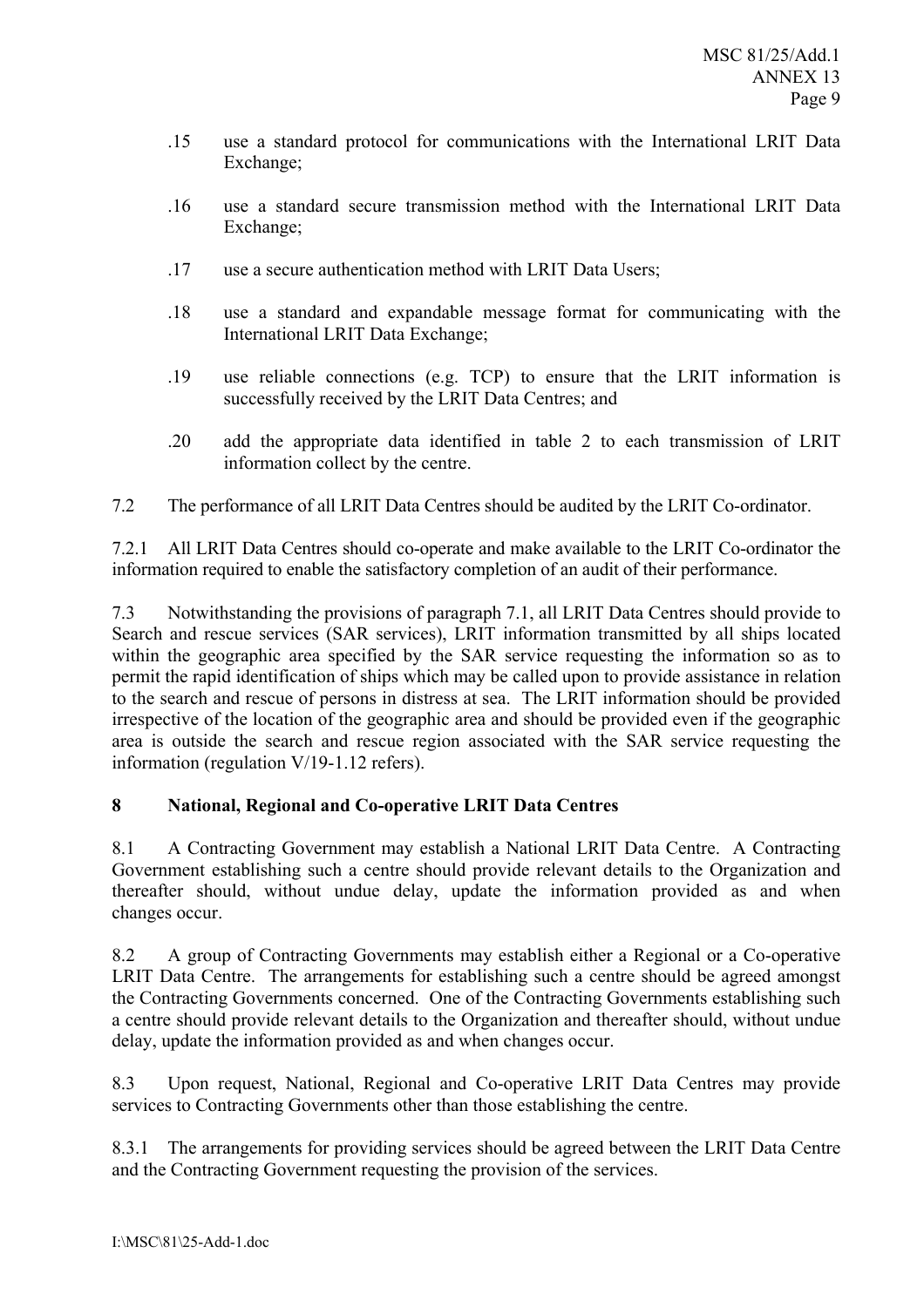.15 use a standard protocol for communications with the International LRIT Data Exchange;

.16 use a standard secure transmission method with the International LRIT Data Exchange;

.17 use a secure authentication method with LRIT Data Users;

.18 use a standard and expandable message format for communicating with the International LRIT Data Exchange;

.19 use reliable connections (e.g. TCP) to ensure that the LRIT information is successfully received by the LRIT Data Centres; and

.20 add the appropriate data identified in table 2 to each transmission of LRIT information collect by the centre.

7.2 The performance of all LRIT Data Centres should be audited by the LRIT Co-ordinator.

7.2.1 All LRIT Data Centres should co-operate and make available to the LRIT Co-ordinator the information required to enable the satisfactory completion of an audit of their performance.

7.3 Notwithstanding the provisions of paragraph 7.1, all LRIT Data Centres should provide to Search and rescue services (SAR services), LRIT information transmitted by all ships located within the geographic area specified by the SAR service requesting the information so as to permit the rapid identification of ships which may be called upon to provide assistance in relation to the search and rescue of persons in distress at sea. The LRIT information should be provided irrespective of the location of the geographic area and should be provided even if the geographic area is outside the search and rescue region associated with the SAR service requesting the information (regulation V/19-1.12 refers).

## 8 National, Regional and Co-operative LRIT Data Centres

8.1 A Contracting Government may establish a National LRIT Data Centre. A Contracting Government establishing such a centre should provide relevant details to the Organization and thereafter should, without undue delay, update the information provided as and when changes occur.

8.2 A group of Contracting Governments may establish either a Regional or a Co-operative LRIT Data Centre. The arrangements for establishing such a centre should be agreed amongst the Contracting Governments concerned. One of the Contracting Governments establishing such a centre should provide relevant details to the Organization and thereafter should, without undue delay, update the information provided as and when changes occur.

8.3 Upon request, National, Regional and Co-operative LRIT Data Centres may provide services to Contracting Governments other than those establishing the centre.

8.3.1 The arrangements for providing services should be agreed between the LRIT Data Centre and the Contracting Government requesting the provision of the services.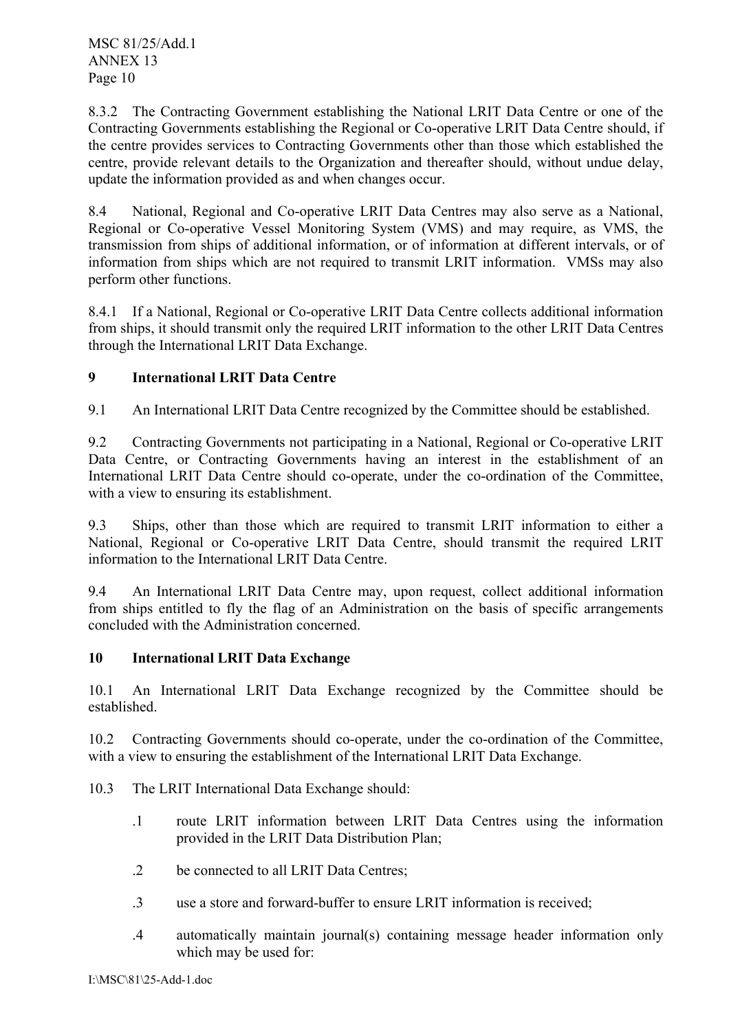8.3.2 The Contracting Government establishing the National LRIT Data Centre or one of the Contracting Governments establishing the Regional or Co-operative LRIT Data Centre should, if the centre provides services to Contracting Governments other than those which established the centre, provide relevant details to the Organization and thereafter should, without undue delay, update the information provided as and when changes occur.

8.4 National, Regional and Co-operative LRIT Data Centres may also serve as a National, Regional or Co-operative Vessel Monitoring System (VMS) and may require, as VMS, the transmission from ships of additional information, or of information at different intervals, or of information from ships which are not required to transmit LRIT information. VMSs may also perform other functions.

8.4.1 If a National, Regional or Co-operative LRIT Data Centre collects additional information from ships, it should transmit only the required LRIT information to the other LRIT Data Centres through the International LRIT Data Exchange.

## 9 International LRIT Data Centre

9.1 An International LRIT Data Centre recognized by the Committee should be established.

9.2 Contracting Governments not participating in a National, Regional or Co-operative LRIT Data Centre, or Contracting Governments having an interest in the establishment of an International LRIT Data Centre should co-operate, under the co-ordination of the Committee, with a view to ensuring its establishment.

9.3 Ships, other than those which are required to transmit LRIT information to either a National, Regional or Co-operative LRIT Data Centre, should transmit the required LRIT information to the International LRIT Data Centre.

9.4 An International LRIT Data Centre may, upon request, collect additional information from ships entitled to fly the flag of an Administration on the basis of specific arrangements concluded with the Administration concerned.

## 10 International LRIT Data Exchange

10.1 An International LRIT Data Exchange recognized by the Committee should be established.

10.2 Contracting Governments should co-operate, under the co-ordination of the Committee, with a view to ensuring the establishment of the International LRIT Data Exchange.

10.3 The LRIT International Data Exchange should:

- .1 route LRIT information between LRIT Data Centres using the information provided in the LRIT Data Distribution Plan;
- .2 be connected to all LRIT Data Centres;
- .3 use a store and forward-buffer to ensure LRIT information is received;
- .4 automatically maintain journal(s) containing message header information only which may be used for: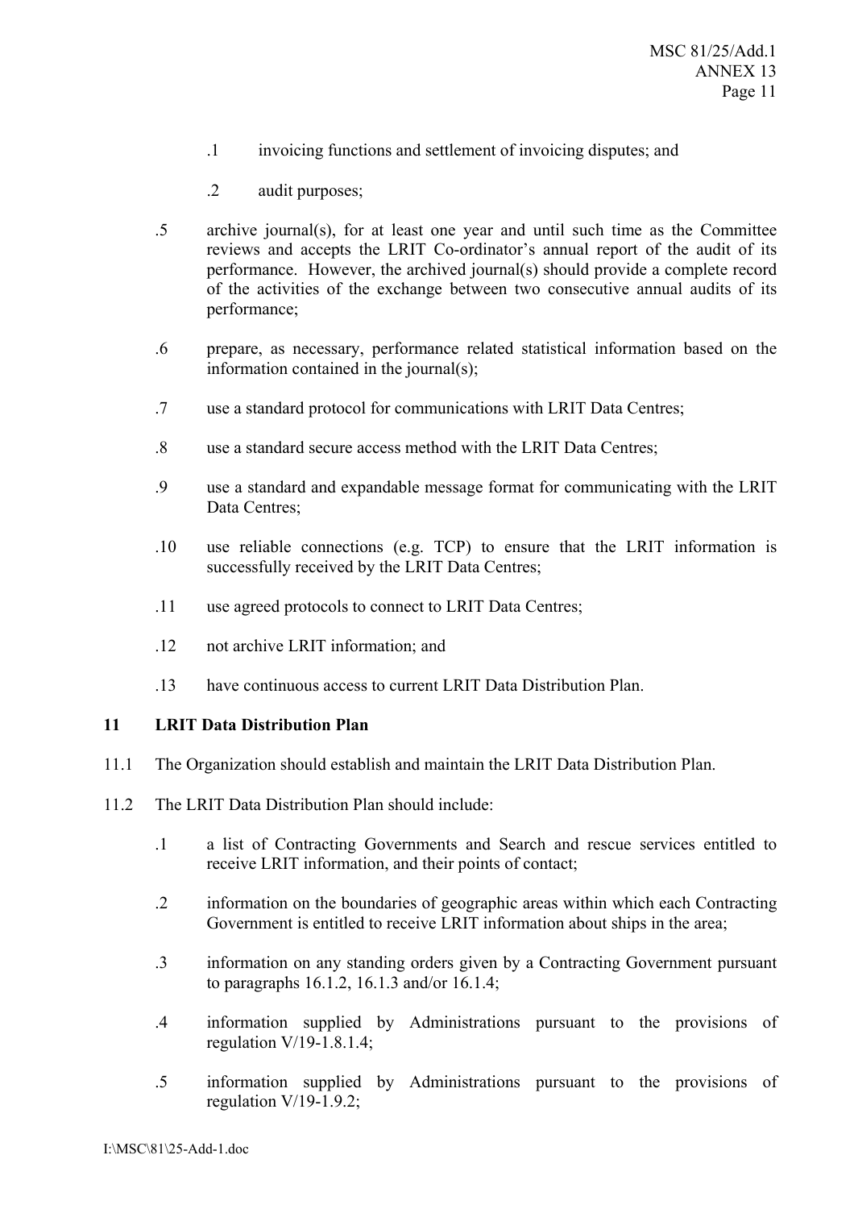.1 invoicing functions and settlement of invoicing disputes; and

.2 audit purposes;

.5 archive journal(s), for at least one year and until such time as the Committee reviews and accepts the LRIT Co-ordinator's annual report of the audit of its performance. However, the archived journal(s) should provide a complete record of the activities of the exchange between two consecutive annual audits of its performance;

.6 prepare, as necessary, performance related statistical information based on the information contained in the journal(s);

.7 use a standard protocol for communications with LRIT Data Centres;

.8 use a standard secure access method with the LRIT Data Centres;

.9 use a standard and expandable message format for communicating with the LRIT Data Centres;

.10 use reliable connections (e.g. TCP) to ensure that the LRIT information is successfully received by the LRIT Data Centres;

.11 use agreed protocols to connect to LRIT Data Centres;

.12 not archive LRIT information; and

.13 have continuous access to current LRIT Data Distribution Plan.

## 11 LRIT Data Distribution Plan

11.1 The Organization should establish and maintain the LRIT Data Distribution Plan.

11.2 The LRIT Data Distribution Plan should include:

.1 a list of Contracting Governments and Search and rescue services entitled to receive LRIT information, and their points of contact;

.2 information on the boundaries of geographic areas within which each Contracting Government is entitled to receive LRIT information about ships in the area;

.3 information on any standing orders given by a Contracting Government pursuant to paragraphs 16.1.2, 16.1.3 and/or 16.1.4;

.4 information supplied by Administrations pursuant to the provisions of regulation V/19-1.8.1.4;

.5 information supplied by Administrations pursuant to the provisions of regulation V/19-1.9.2;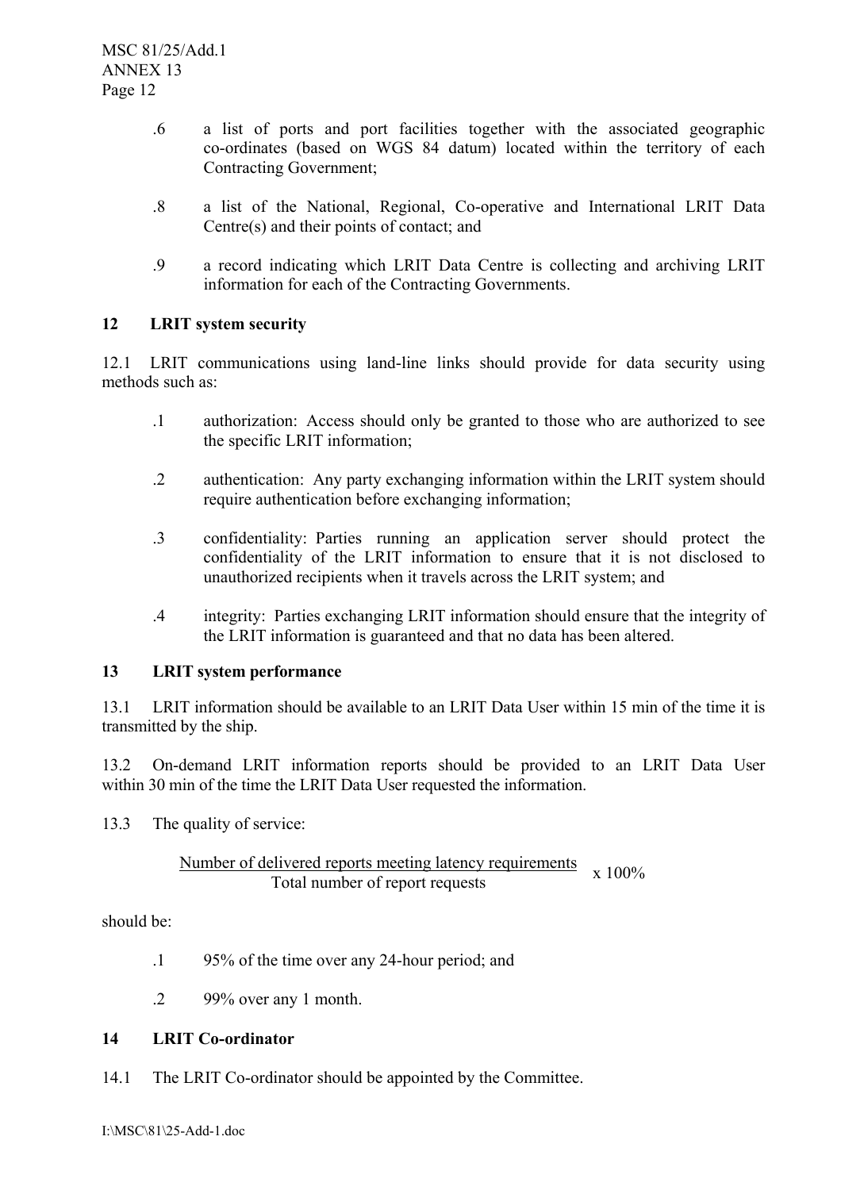.6 a list of ports and port facilities together with the associated geographic co-ordinates (based on WGS 84 datum) located within the territory of each Contracting Government;

.8 a list of the National, Regional, Co-operative and International LRIT Data Centre(s) and their points of contact; and

.9 a record indicating which LRIT Data Centre is collecting and archiving LRIT information for each of the Contracting Governments.

## 12 LRIT system security

12.1 LRIT communications using land-line links should provide for data security using methods such as:

.1 authorization: Access should only be granted to those who are authorized to see the specific LRIT information;

.2 authentication: Any party exchanging information within the LRIT system should require authentication before exchanging information;

.3 confidentiality: Parties running an application server should protect the confidentiality of the LRIT information to ensure that it is not disclosed to unauthorized recipients when it travels across the LRIT system; and

.4 integrity: Parties exchanging LRIT information should ensure that the integrity of the LRIT information is guaranteed and that no data has been altered.

## 13 LRIT system performance

13.1 LRIT information should be available to an LRIT Data User within 15 min of the time it is transmitted by the ship.

13.2 On-demand LRIT information reports should be provided to an LRIT Data User within 30 min of the time the LRIT Data User requested the information.

13.3 The quality of service:

$$\frac{\text{Number of delivered reports meeting latency requirements}}{\text{Total number of report requests}} \times 100\%$$

should be:

.1 95% of the time over any 24-hour period; and

.2 99% over any 1 month.

## 14 LRIT Co-ordinator

14.1 The LRIT Co-ordinator should be appointed by the Committee.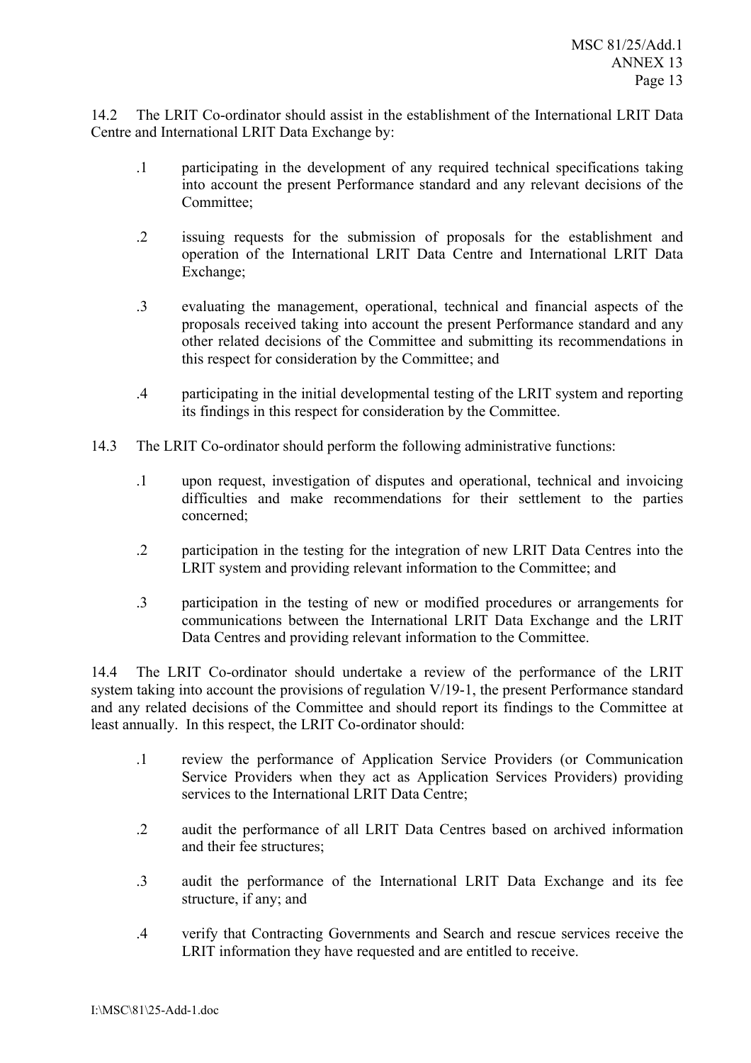14.2 The LRIT Co-ordinator should assist in the establishment of the International LRIT Data Centre and International LRIT Data Exchange by:

.1 participating in the development of any required technical specifications taking into account the present Performance standard and any relevant decisions of the Committee;

.2 issuing requests for the submission of proposals for the establishment and operation of the International LRIT Data Centre and International LRIT Data Exchange;

.3 evaluating the management, operational, technical and financial aspects of the proposals received taking into account the present Performance standard and any other related decisions of the Committee and submitting its recommendations in this respect for consideration by the Committee; and

.4 participating in the initial developmental testing of the LRIT system and reporting its findings in this respect for consideration by the Committee.

14.3 The LRIT Co-ordinator should perform the following administrative functions:

.1 upon request, investigation of disputes and operational, technical and invoicing difficulties and make recommendations for their settlement to the parties concerned;

.2 participation in the testing for the integration of new LRIT Data Centres into the LRIT system and providing relevant information to the Committee; and

.3 participation in the testing of new or modified procedures or arrangements for communications between the International LRIT Data Exchange and the LRIT Data Centres and providing relevant information to the Committee.

14.4 The LRIT Co-ordinator should undertake a review of the performance of the LRIT system taking into account the provisions of regulation V/19-1, the present Performance standard and any related decisions of the Committee and should report its findings to the Committee at least annually. In this respect, the LRIT Co-ordinator should:

.1 review the performance of Application Service Providers (or Communication Service Providers when they act as Application Services Providers) providing services to the International LRIT Data Centre;

.2 audit the performance of all LRIT Data Centres based on archived information and their fee structures;

.3 audit the performance of the International LRIT Data Exchange and its fee structure, if any; and

.4 verify that Contracting Governments and Search and rescue services receive the LRIT information they have requested and are entitled to receive.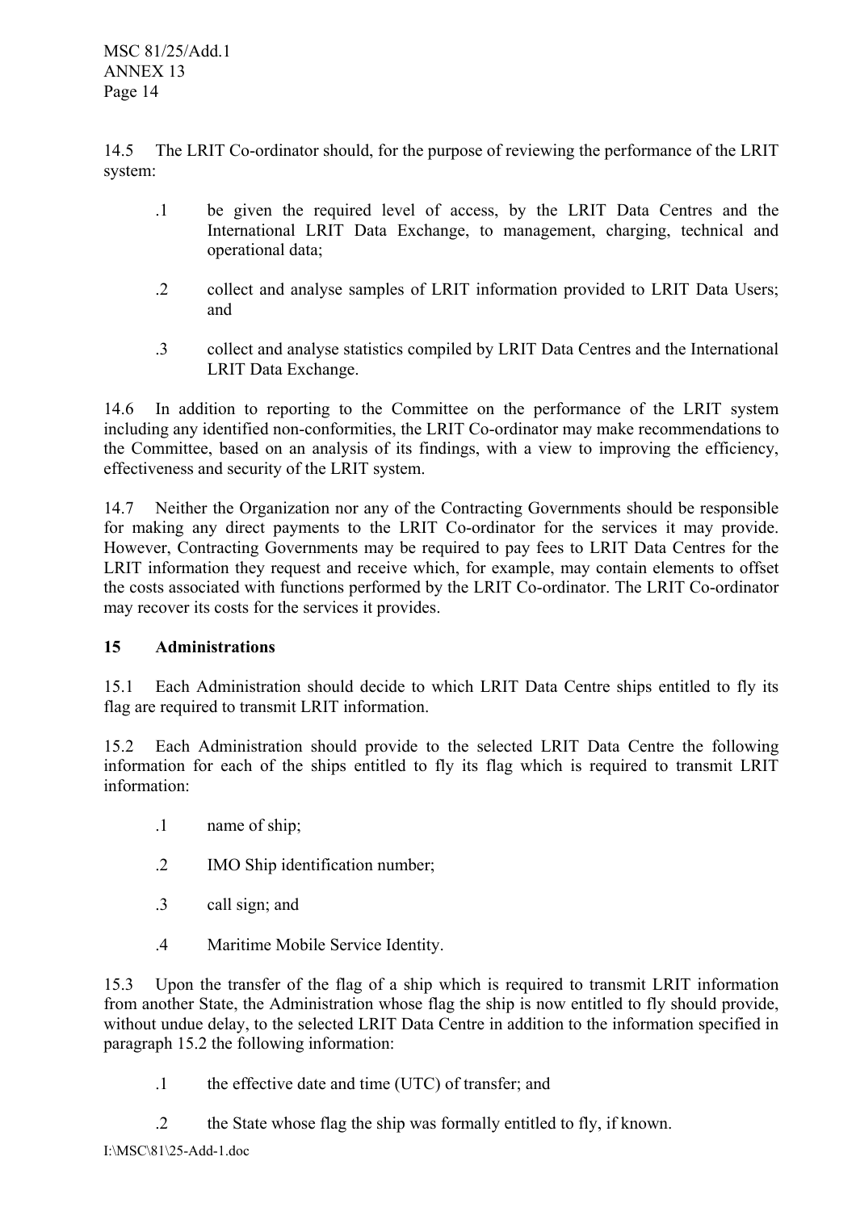14.5 The LRIT Co-ordinator should, for the purpose of reviewing the performance of the LRIT system:

- .1 be given the required level of access, by the LRIT Data Centres and the International LRIT Data Exchange, to management, charging, technical and operational data;

- .2 collect and analyse samples of LRIT information provided to LRIT Data Users; and

- .3 collect and analyse statistics compiled by LRIT Data Centres and the International LRIT Data Exchange.

14.6 In addition to reporting to the Committee on the performance of the LRIT system including any identified non-conformities, the LRIT Co-ordinator may make recommendations to the Committee, based on an analysis of its findings, with a view to improving the efficiency, effectiveness and security of the LRIT system.

14.7 Neither the Organization nor any of the Contracting Governments should be responsible for making any direct payments to the LRIT Co-ordinator for the services it may provide. However, Contracting Governments may be required to pay fees to LRIT Data Centres for the LRIT information they request and receive which, for example, may contain elements to offset the costs associated with functions performed by the LRIT Co-ordinator. The LRIT Co-ordinator may recover its costs for the services it provides.

## 15 Administrations

15.1 Each Administration should decide to which LRIT Data Centre ships entitled to fly its flag are required to transmit LRIT information.

15.2 Each Administration should provide to the selected LRIT Data Centre the following information for each of the ships entitled to fly its flag which is required to transmit LRIT information:

- .1 name of ship;

- .2 IMO Ship identification number;

- .3 call sign; and

- .4 Maritime Mobile Service Identity.

15.3 Upon the transfer of the flag of a ship which is required to transmit LRIT information from another State, the Administration whose flag the ship is now entitled to fly should provide, without undue delay, to the selected LRIT Data Centre in addition to the information specified in paragraph 15.2 the following information:

- .1 the effective date and time (UTC) of transfer; and

- .2 the State whose flag the ship was formally entitled to fly, if known.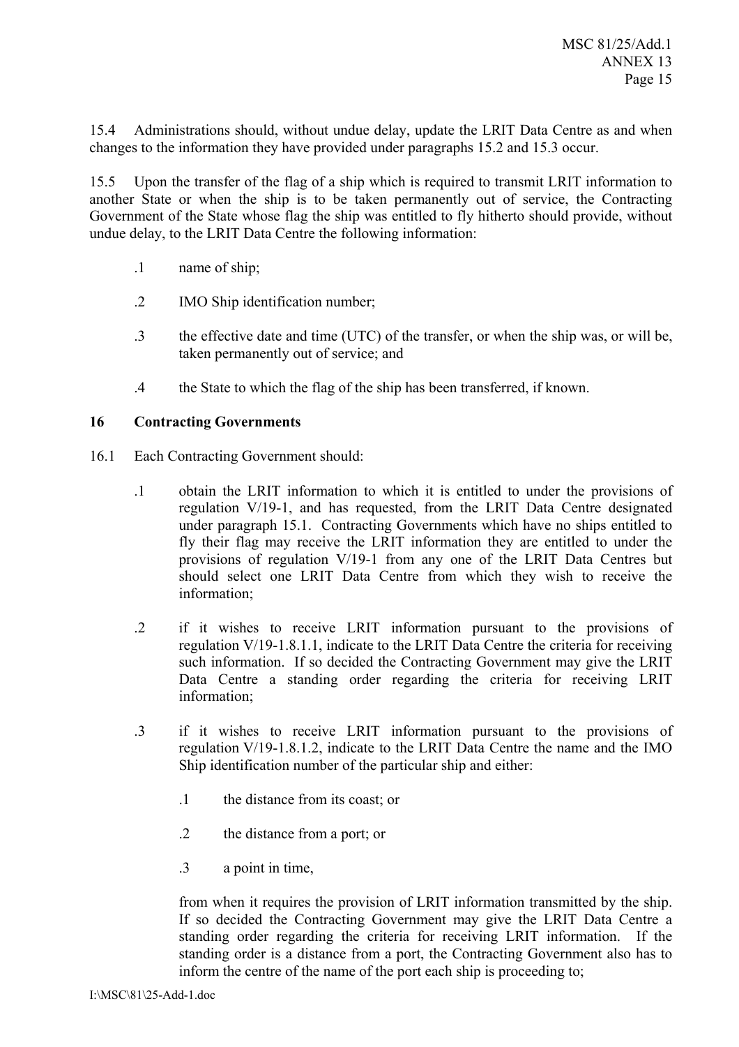15.4 Administrations should, without undue delay, update the LRIT Data Centre as and when changes to the information they have provided under paragraphs 15.2 and 15.3 occur.

15.5 Upon the transfer of the flag of a ship which is required to transmit LRIT information to another State or when the ship is to be taken permanently out of service, the Contracting Government of the State whose flag the ship was entitled to fly hitherto should provide, without undue delay, to the LRIT Data Centre the following information:

.1 name of ship;

.2 IMO Ship identification number;

.3 the effective date and time (UTC) of the transfer, or when the ship was, or will be, taken permanently out of service; and

.4 the State to which the flag of the ship has been transferred, if known.

## 16 Contracting Governments

16.1 Each Contracting Government should:

.1 obtain the LRIT information to which it is entitled to under the provisions of regulation V/19-1, and has requested, from the LRIT Data Centre designated under paragraph 15.1. Contracting Governments which have no ships entitled to fly their flag may receive the LRIT information they are entitled to under the provisions of regulation V/19-1 from any one of the LRIT Data Centres but should select one LRIT Data Centre from which they wish to receive the information;

.2 if it wishes to receive LRIT information pursuant to the provisions of regulation V/19-1.8.1.1, indicate to the LRIT Data Centre the criteria for receiving such information. If so decided the Contracting Government may give the LRIT Data Centre a standing order regarding the criteria for receiving LRIT information;

.3 if it wishes to receive LRIT information pursuant to the provisions of regulation V/19-1.8.1.2, indicate to the LRIT Data Centre the name and the IMO Ship identification number of the particular ship and either:

.1 the distance from its coast; or

.2 the distance from a port; or

.3 a point in time,

from when it requires the provision of LRIT information transmitted by the ship. If so decided the Contracting Government may give the LRIT Data Centre a standing order regarding the criteria for receiving LRIT information. If the standing order is a distance from a port, the Contracting Government also has to inform the centre of the name of the port each ship is proceeding to;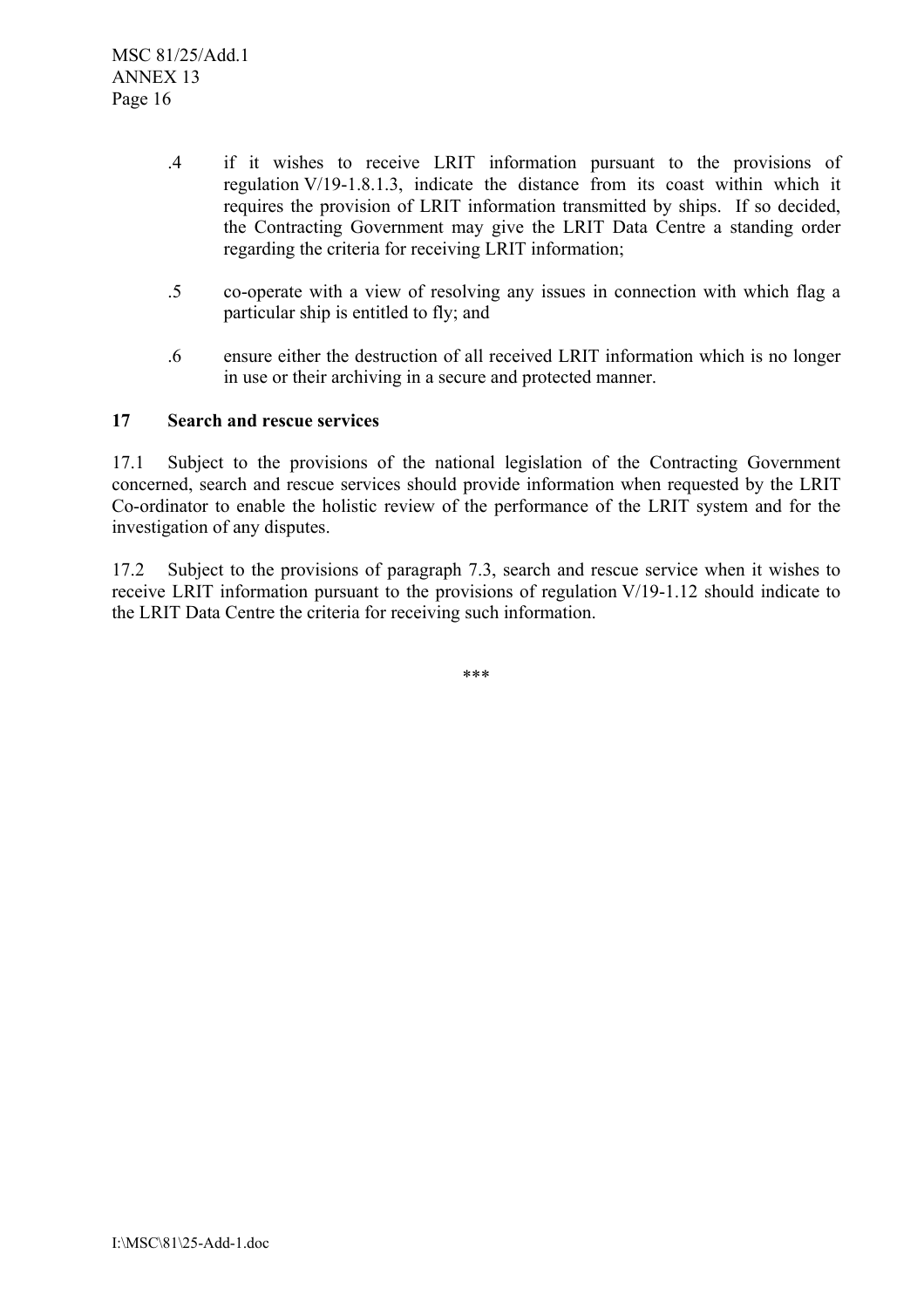.4 if it wishes to receive LRIT information pursuant to the provisions of regulation V/19-1.8.1.3, indicate the distance from its coast within which it requires the provision of LRIT information transmitted by ships. If so decided, the Contracting Government may give the LRIT Data Centre a standing order regarding the criteria for receiving LRIT information;

.5 co-operate with a view of resolving any issues in connection with which flag a particular ship is entitled to fly; and

.6 ensure either the destruction of all received LRIT information which is no longer in use or their archiving in a secure and protected manner.

## 17 Search and rescue services

17.1 Subject to the provisions of the national legislation of the Contracting Government concerned, search and rescue services should provide information when requested by the LRIT Co-ordinator to enable the holistic review of the performance of the LRIT system and for the investigation of any disputes.

17.2 Subject to the provisions of paragraph 7.3, search and rescue service when it wishes to receive LRIT information pursuant to the provisions of regulation V/19-1.12 should indicate to the LRIT Data Centre the criteria for receiving such information.

***